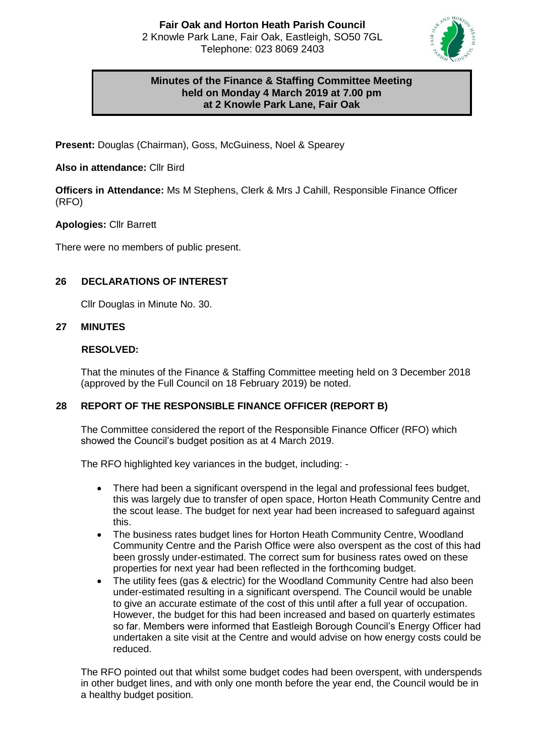# Fair Oak and Horton Heath Parish Council

2 Knowle Park Lane, Fair Oak, Eastleigh, SO50 7GL
Telephone: 023 8069 2403

## Minutes of the Finance & Staffing Committee Meeting held on Monday 4 March 2019 at 7.00 pm at 2 Knowle Park Lane, Fair Oak

**Present:** Douglas (Chairman), Goss, McGuiness, Noel & Spearey

**Also in attendance:** Cllr Bird

**Officers in Attendance:** Ms M Stephens, Clerk & Mrs J Cahill, Responsible Finance Officer (RFO)

**Apologies:** Cllr Barrett

There were no members of public present.

### 26 DECLARATIONS OF INTEREST

Cllr Douglas in Minute No. 30.

### 27 MINUTES

**RESOLVED:**

That the minutes of the Finance & Staffing Committee meeting held on 3 December 2018 (approved by the Full Council on 18 February 2019) be noted.

### 28 REPORT OF THE RESPONSIBLE FINANCE OFFICER (REPORT B)

The Committee considered the report of the Responsible Finance Officer (RFO) which showed the Council's budget position as at 4 March 2019.

The RFO highlighted key variances in the budget, including: -

- There had been a significant overspend in the legal and professional fees budget, this was largely due to transfer of open space, Horton Heath Community Centre and the scout lease. The budget for next year had been increased to safeguard against this.
- The business rates budget lines for Horton Heath Community Centre, Woodland Community Centre and the Parish Office were also overspent as the cost of this had been grossly under-estimated. The correct sum for business rates owed on these properties for next year had been reflected in the forthcoming budget.
- The utility fees (gas & electric) for the Woodland Community Centre had also been under-estimated resulting in a significant overspend. The Council would be unable to give an accurate estimate of the cost of this until after a full year of occupation. However, the budget for this had been increased and based on quarterly estimates so far. Members were informed that Eastleigh Borough Council's Energy Officer had undertaken a site visit at the Centre and would advise on how energy costs could be reduced.

The RFO pointed out that whilst some budget codes had been overspent, with underspends in other budget lines, and with only one month before the year end, the Council would be in a healthy budget position.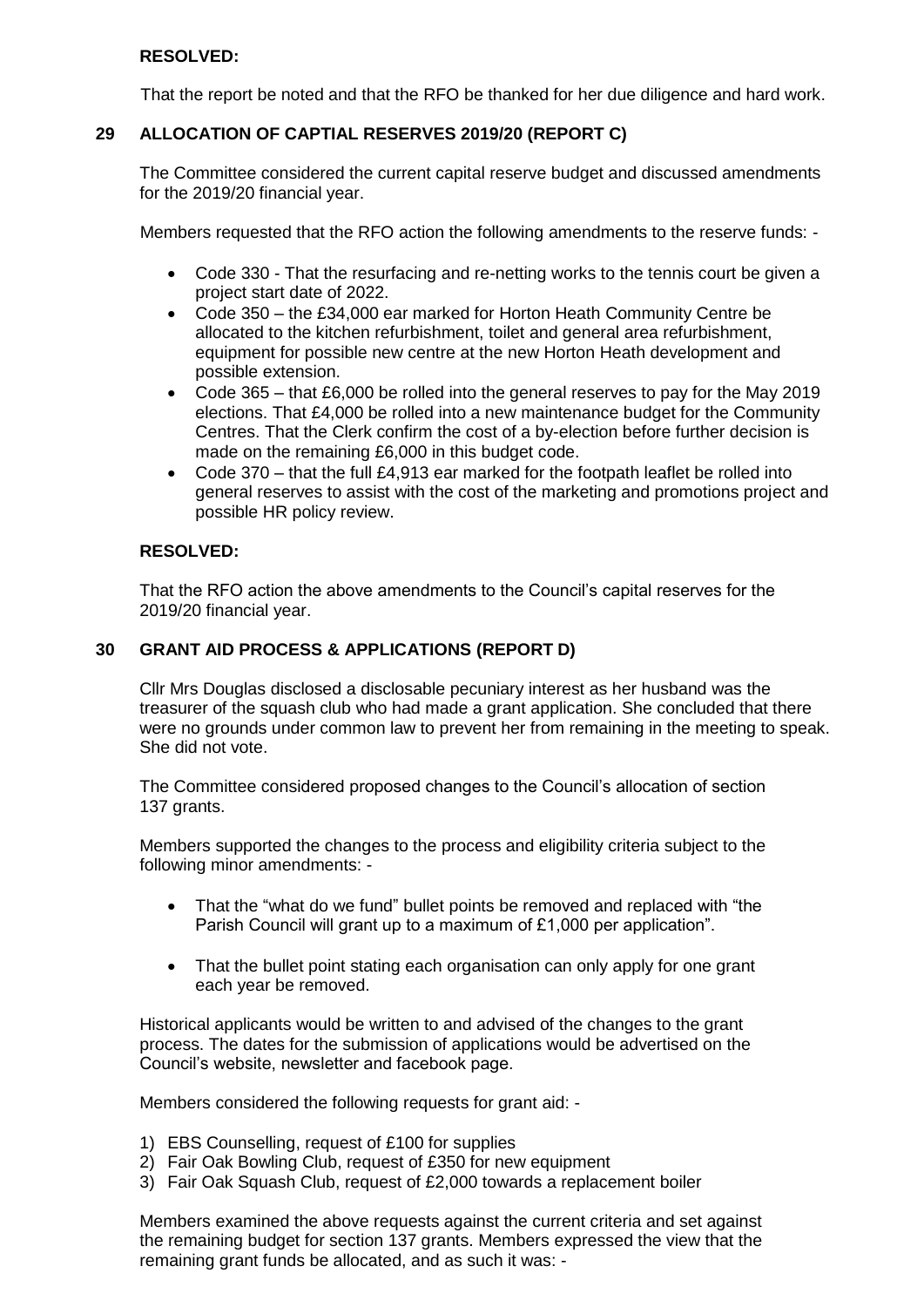**RESOLVED:**

That the report be noted and that the RFO be thanked for her due diligence and hard work.

## 29 ALLOCATION OF CAPTIAL RESERVES 2019/20 (REPORT C)

The Committee considered the current capital reserve budget and discussed amendments for the 2019/20 financial year.

Members requested that the RFO action the following amendments to the reserve funds: -

- Code 330 - That the resurfacing and re-netting works to the tennis court be given a project start date of 2022.
- Code 350 – the £34,000 ear marked for Horton Heath Community Centre be allocated to the kitchen refurbishment, toilet and general area refurbishment, equipment for possible new centre at the new Horton Heath development and possible extension.
- Code 365 – that £6,000 be rolled into the general reserves to pay for the May 2019 elections. That £4,000 be rolled into a new maintenance budget for the Community Centres. That the Clerk confirm the cost of a by-election before further decision is made on the remaining £6,000 in this budget code.
- Code 370 – that the full £4,913 ear marked for the footpath leaflet be rolled into general reserves to assist with the cost of the marketing and promotions project and possible HR policy review.

**RESOLVED:**

That the RFO action the above amendments to the Council's capital reserves for the 2019/20 financial year.

## 30 GRANT AID PROCESS & APPLICATIONS (REPORT D)

Cllr Mrs Douglas disclosed a disclosable pecuniary interest as her husband was the treasurer of the squash club who had made a grant application. She concluded that there were no grounds under common law to prevent her from remaining in the meeting to speak. She did not vote.

The Committee considered proposed changes to the Council's allocation of section 137 grants.

Members supported the changes to the process and eligibility criteria subject to the following minor amendments: -

- That the "what do we fund" bullet points be removed and replaced with "the Parish Council will grant up to a maximum of £1,000 per application".
- That the bullet point stating each organisation can only apply for one grant each year be removed.

Historical applicants would be written to and advised of the changes to the grant process. The dates for the submission of applications would be advertised on the Council's website, newsletter and facebook page.

Members considered the following requests for grant aid: -

1) EBS Counselling, request of £100 for supplies
2) Fair Oak Bowling Club, request of £350 for new equipment
3) Fair Oak Squash Club, request of £2,000 towards a replacement boiler

Members examined the above requests against the current criteria and set against the remaining budget for section 137 grants. Members expressed the view that the remaining grant funds be allocated, and as such it was: -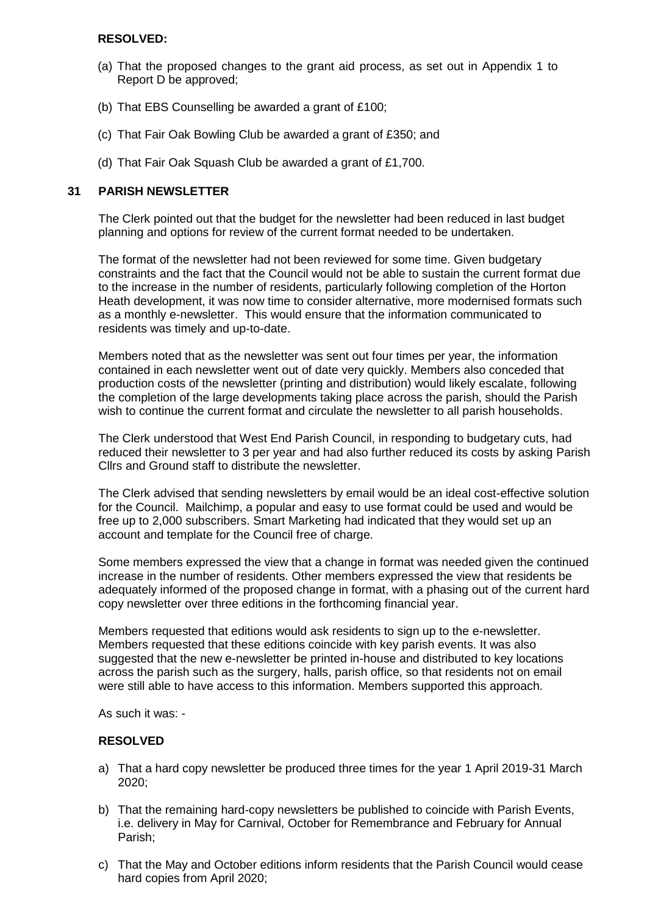**RESOLVED:**

(a) That the proposed changes to the grant aid process, as set out in Appendix 1 to Report D be approved;

(b) That EBS Counselling be awarded a grant of £100;

(c) That Fair Oak Bowling Club be awarded a grant of £350; and

(d) That Fair Oak Squash Club be awarded a grant of £1,700.

## 31 PARISH NEWSLETTER

The Clerk pointed out that the budget for the newsletter had been reduced in last budget planning and options for review of the current format needed to be undertaken.

The format of the newsletter had not been reviewed for some time. Given budgetary constraints and the fact that the Council would not be able to sustain the current format due to the increase in the number of residents, particularly following completion of the Horton Heath development, it was now time to consider alternative, more modernised formats such as a monthly e-newsletter. This would ensure that the information communicated to residents was timely and up-to-date.

Members noted that as the newsletter was sent out four times per year, the information contained in each newsletter went out of date very quickly. Members also conceded that production costs of the newsletter (printing and distribution) would likely escalate, following the completion of the large developments taking place across the parish, should the Parish wish to continue the current format and circulate the newsletter to all parish households.

The Clerk understood that West End Parish Council, in responding to budgetary cuts, had reduced their newsletter to 3 per year and had also further reduced its costs by asking Parish Cllrs and Ground staff to distribute the newsletter.

The Clerk advised that sending newsletters by email would be an ideal cost-effective solution for the Council. Mailchimp, a popular and easy to use format could be used and would be free up to 2,000 subscribers. Smart Marketing had indicated that they would set up an account and template for the Council free of charge.

Some members expressed the view that a change in format was needed given the continued increase in the number of residents. Other members expressed the view that residents be adequately informed of the proposed change in format, with a phasing out of the current hard copy newsletter over three editions in the forthcoming financial year.

Members requested that editions would ask residents to sign up to the e-newsletter. Members requested that these editions coincide with key parish events. It was also suggested that the new e-newsletter be printed in-house and distributed to key locations across the parish such as the surgery, halls, parish office, so that residents not on email were still able to have access to this information. Members supported this approach.

As such it was: -

**RESOLVED**

a) That a hard copy newsletter be produced three times for the year 1 April 2019-31 March 2020;

b) That the remaining hard-copy newsletters be published to coincide with Parish Events, i.e. delivery in May for Carnival, October for Remembrance and February for Annual Parish;

c) That the May and October editions inform residents that the Parish Council would cease hard copies from April 2020;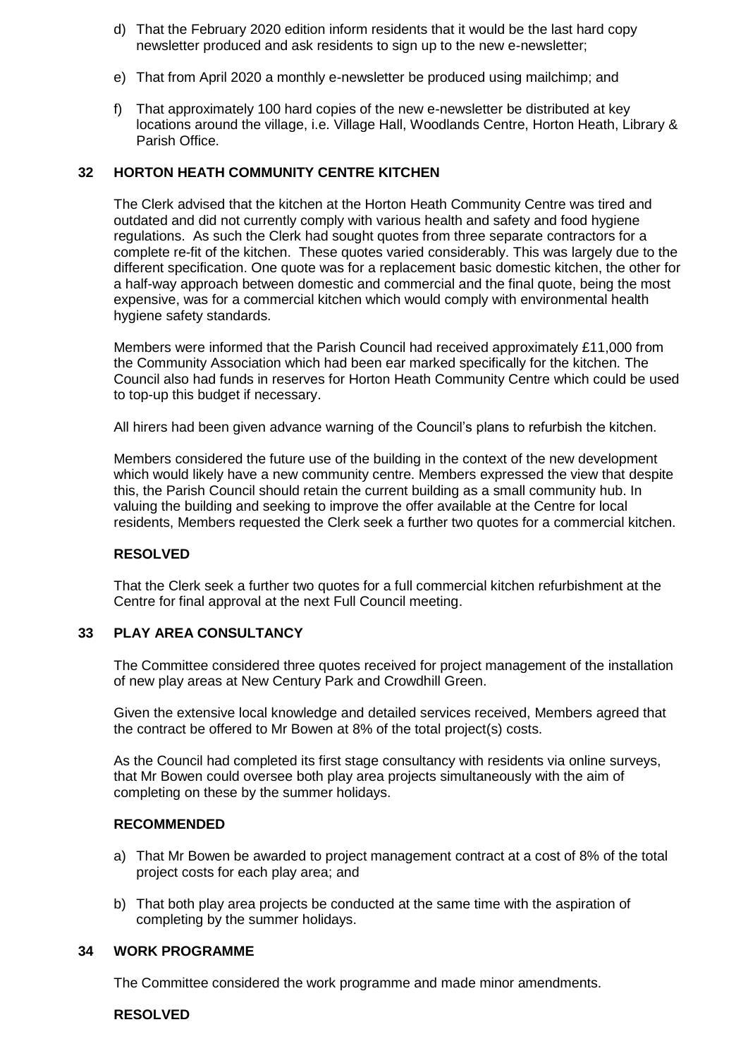d) That the February 2020 edition inform residents that it would be the last hard copy newsletter produced and ask residents to sign up to the new e-newsletter;

e) That from April 2020 a monthly e-newsletter be produced using mailchimp; and

f) That approximately 100 hard copies of the new e-newsletter be distributed at key locations around the village, i.e. Village Hall, Woodlands Centre, Horton Heath, Library & Parish Office.

## 32 HORTON HEATH COMMUNITY CENTRE KITCHEN

The Clerk advised that the kitchen at the Horton Heath Community Centre was tired and outdated and did not currently comply with various health and safety and food hygiene regulations. As such the Clerk had sought quotes from three separate contractors for a complete re-fit of the kitchen. These quotes varied considerably. This was largely due to the different specification. One quote was for a replacement basic domestic kitchen, the other for a half-way approach between domestic and commercial and the final quote, being the most expensive, was for a commercial kitchen which would comply with environmental health hygiene safety standards.

Members were informed that the Parish Council had received approximately £11,000 from the Community Association which had been ear marked specifically for the kitchen. The Council also had funds in reserves for Horton Heath Community Centre which could be used to top-up this budget if necessary.

All hirers had been given advance warning of the Council's plans to refurbish the kitchen.

Members considered the future use of the building in the context of the new development which would likely have a new community centre. Members expressed the view that despite this, the Parish Council should retain the current building as a small community hub. In valuing the building and seeking to improve the offer available at the Centre for local residents, Members requested the Clerk seek a further two quotes for a commercial kitchen.

**RESOLVED**

That the Clerk seek a further two quotes for a full commercial kitchen refurbishment at the Centre for final approval at the next Full Council meeting.

## 33 PLAY AREA CONSULTANCY

The Committee considered three quotes received for project management of the installation of new play areas at New Century Park and Crowdhill Green.

Given the extensive local knowledge and detailed services received, Members agreed that the contract be offered to Mr Bowen at 8% of the total project(s) costs.

As the Council had completed its first stage consultancy with residents via online surveys, that Mr Bowen could oversee both play area projects simultaneously with the aim of completing on these by the summer holidays.

**RECOMMENDED**

a) That Mr Bowen be awarded to project management contract at a cost of 8% of the total project costs for each play area; and

b) That both play area projects be conducted at the same time with the aspiration of completing by the summer holidays.

## 34 WORK PROGRAMME

The Committee considered the work programme and made minor amendments.

**RESOLVED**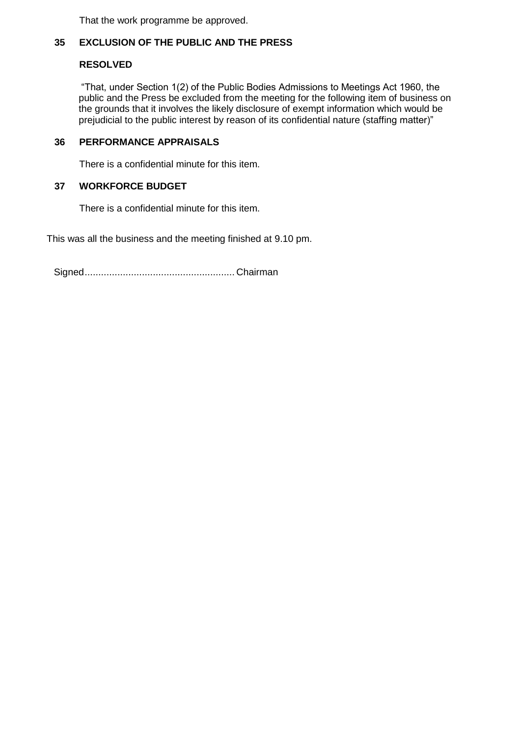That the work programme be approved.

## 35 EXCLUSION OF THE PUBLIC AND THE PRESS

**RESOLVED**

"That, under Section 1(2) of the Public Bodies Admissions to Meetings Act 1960, the public and the Press be excluded from the meeting for the following item of business on the grounds that it involves the likely disclosure of exempt information which would be prejudicial to the public interest by reason of its confidential nature (staffing matter)"

## 36 PERFORMANCE APPRAISALS

There is a confidential minute for this item.

## 37 WORKFORCE BUDGET

There is a confidential minute for this item.

This was all the business and the meeting finished at 9.10 pm.

Signed....................................................... Chairman